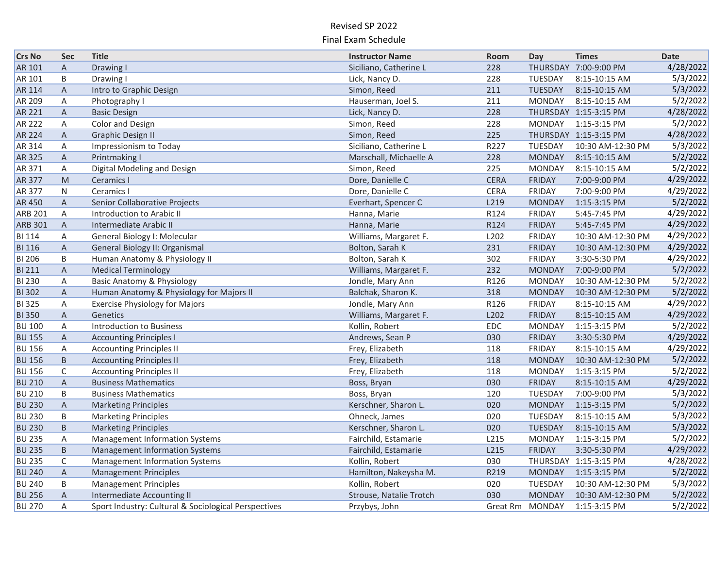Revised SP 2022

Final Exam Schedule

| Crs No | Sec | Title | Instructor Name | Room | Day | Times | Date |
|---|---|---|---|---|---|---|---|
| AR 101 | A | Drawing I | Siciliano, Catherine L | 228 | THURSDAY | 7:00-9:00 PM | 4/28/2022 |
| AR 101 | B | Drawing I | Lick, Nancy D. | 228 | TUESDAY | 8:15-10:15 AM | 5/3/2022 |
| AR 114 | A | Intro to Graphic Design | Simon, Reed | 211 | TUESDAY | 8:15-10:15 AM | 5/3/2022 |
| AR 209 | A | Photography I | Hauserman, Joel S. | 211 | MONDAY | 8:15-10:15 AM | 5/2/2022 |
| AR 221 | A | Basic Design | Lick, Nancy D. | 228 | THURSDAY | 1:15-3:15 PM | 4/28/2022 |
| AR 222 | A | Color and Design | Simon, Reed | 228 | MONDAY | 1:15-3:15 PM | 5/2/2022 |
| AR 224 | A | Graphic Design II | Simon, Reed | 225 | THURSDAY | 1:15-3:15 PM | 4/28/2022 |
| AR 314 | A | Impressionism to Today | Siciliano, Catherine L | R227 | TUESDAY | 10:30 AM-12:30 PM | 5/3/2022 |
| AR 325 | A | Printmaking I | Marschall, Michaelle A | 228 | MONDAY | 8:15-10:15 AM | 5/2/2022 |
| AR 371 | A | Digital Modeling and Design | Simon, Reed | 225 | MONDAY | 8:15-10:15 AM | 5/2/2022 |
| AR 377 | M | Ceramics I | Dore, Danielle C | CERA | FRIDAY | 7:00-9:00 PM | 4/29/2022 |
| AR 377 | N | Ceramics I | Dore, Danielle C | CERA | FRIDAY | 7:00-9:00 PM | 4/29/2022 |
| AR 450 | A | Senior Collaborative Projects | Everhart, Spencer C | L219 | MONDAY | 1:15-3:15 PM | 5/2/2022 |
| ARB 201 | A | Introduction to Arabic II | Hanna, Marie | R124 | FRIDAY | 5:45-7:45 PM | 4/29/2022 |
| ARB 301 | A | Intermediate Arabic II | Hanna, Marie | R124 | FRIDAY | 5:45-7:45 PM | 4/29/2022 |
| BI 114 | A | General Biology I: Molecular | Williams, Margaret F. | L202 | FRIDAY | 10:30 AM-12:30 PM | 4/29/2022 |
| BI 116 | A | General Biology II: Organismal | Bolton, Sarah K | 231 | FRIDAY | 10:30 AM-12:30 PM | 4/29/2022 |
| BI 206 | B | Human Anatomy & Physiology II | Bolton, Sarah K | 302 | FRIDAY | 3:30-5:30 PM | 4/29/2022 |
| BI 211 | A | Medical Terminology | Williams, Margaret F. | 232 | MONDAY | 7:00-9:00 PM | 5/2/2022 |
| BI 230 | A | Basic Anatomy & Physiology | Jondle, Mary Ann | R126 | MONDAY | 10:30 AM-12:30 PM | 5/2/2022 |
| BI 302 | A | Human Anatomy & Physiology for Majors II | Balchak, Sharon K. | 318 | MONDAY | 10:30 AM-12:30 PM | 5/2/2022 |
| BI 325 | A | Exercise Physiology for Majors | Jondle, Mary Ann | R126 | FRIDAY | 8:15-10:15 AM | 4/29/2022 |
| BI 350 | A | Genetics | Williams, Margaret F. | L202 | FRIDAY | 8:15-10:15 AM | 4/29/2022 |
| BU 100 | A | Introduction to Business | Kollin, Robert | EDC | MONDAY | 1:15-3:15 PM | 5/2/2022 |
| BU 155 | A | Accounting Principles I | Andrews, Sean P | 030 | FRIDAY | 3:30-5:30 PM | 4/29/2022 |
| BU 156 | A | Accounting Principles II | Frey, Elizabeth | 118 | FRIDAY | 8:15-10:15 AM | 4/29/2022 |
| BU 156 | B | Accounting Principles II | Frey, Elizabeth | 118 | MONDAY | 10:30 AM-12:30 PM | 5/2/2022 |
| BU 156 | C | Accounting Principles II | Frey, Elizabeth | 118 | MONDAY | 1:15-3:15 PM | 5/2/2022 |
| BU 210 | A | Business Mathematics | Boss, Bryan | 030 | FRIDAY | 8:15-10:15 AM | 4/29/2022 |
| BU 210 | B | Business Mathematics | Boss, Bryan | 120 | TUESDAY | 7:00-9:00 PM | 5/3/2022 |
| BU 230 | A | Marketing Principles | Kerschner, Sharon L. | 020 | MONDAY | 1:15-3:15 PM | 5/2/2022 |
| BU 230 | B | Marketing Principles | Ohneck, James | 020 | TUESDAY | 8:15-10:15 AM | 5/3/2022 |
| BU 230 | B | Marketing Principles | Kerschner, Sharon L. | 020 | TUESDAY | 8:15-10:15 AM | 5/3/2022 |
| BU 235 | A | Management Information Systems | Fairchild, Estamarie | L215 | MONDAY | 1:15-3:15 PM | 5/2/2022 |
| BU 235 | B | Management Information Systems | Fairchild, Estamarie | L215 | FRIDAY | 3:30-5:30 PM | 4/29/2022 |
| BU 235 | C | Management Information Systems | Kollin, Robert | 030 | THURSDAY | 1:15-3:15 PM | 4/28/2022 |
| BU 240 | A | Management Principles | Hamilton, Nakeysha M. | R219 | MONDAY | 1:15-3:15 PM | 5/2/2022 |
| BU 240 | B | Management Principles | Kollin, Robert | 020 | TUESDAY | 10:30 AM-12:30 PM | 5/3/2022 |
| BU 256 | A | Intermediate Accounting II | Strouse, Natalie Trotch | 030 | MONDAY | 10:30 AM-12:30 PM | 5/2/2022 |
| BU 270 | A | Sport Industry: Cultural & Sociological Perspectives | Przybys, John | Great Rm | MONDAY | 1:15-3:15 PM | 5/2/2022 |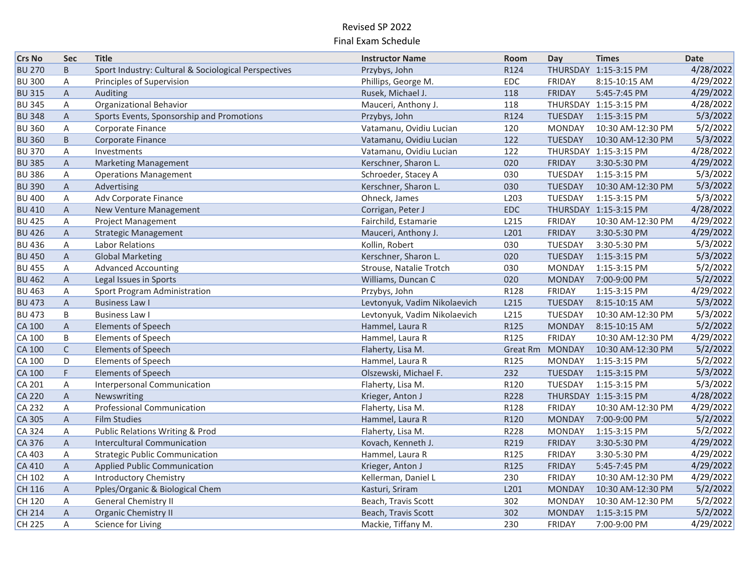Revised SP 2022

Final Exam Schedule

| Crs No | Sec | Title | Instructor Name | Room | Day | Times | Date |
|---|---|---|---|---|---|---|---|
| BU 270 | B | Sport Industry: Cultural & Sociological Perspectives | Przybys, John | R124 | THURSDAY | 1:15-3:15 PM | 4/28/2022 |
| BU 300 | A | Principles of Supervision | Phillips, George M. | EDC | FRIDAY | 8:15-10:15 AM | 4/29/2022 |
| BU 315 | A | Auditing | Rusek, Michael J. | 118 | FRIDAY | 5:45-7:45 PM | 4/29/2022 |
| BU 345 | A | Organizational Behavior | Mauceri, Anthony J. | 118 | THURSDAY | 1:15-3:15 PM | 4/28/2022 |
| BU 348 | A | Sports Events, Sponsorship and Promotions | Przybys, John | R124 | TUESDAY | 1:15-3:15 PM | 5/3/2022 |
| BU 360 | A | Corporate Finance | Vatamanu, Ovidiu Lucian | 120 | MONDAY | 10:30 AM-12:30 PM | 5/2/2022 |
| BU 360 | B | Corporate Finance | Vatamanu, Ovidiu Lucian | 122 | TUESDAY | 10:30 AM-12:30 PM | 5/3/2022 |
| BU 370 | A | Investments | Vatamanu, Ovidiu Lucian | 122 | THURSDAY | 1:15-3:15 PM | 4/28/2022 |
| BU 385 | A | Marketing Management | Kerschner, Sharon L. | 020 | FRIDAY | 3:30-5:30 PM | 4/29/2022 |
| BU 386 | A | Operations Management | Schroeder, Stacey A | 030 | TUESDAY | 1:15-3:15 PM | 5/3/2022 |
| BU 390 | A | Advertising | Kerschner, Sharon L. | 030 | TUESDAY | 10:30 AM-12:30 PM | 5/3/2022 |
| BU 400 | A | Adv Corporate Finance | Ohneck, James | L203 | TUESDAY | 1:15-3:15 PM | 5/3/2022 |
| BU 410 | A | New Venture Management | Corrigan, Peter J | EDC | THURSDAY | 1:15-3:15 PM | 4/28/2022 |
| BU 425 | A | Project Management | Fairchild, Estamarie | L215 | FRIDAY | 10:30 AM-12:30 PM | 4/29/2022 |
| BU 426 | A | Strategic Management | Mauceri, Anthony J. | L201 | FRIDAY | 3:30-5:30 PM | 4/29/2022 |
| BU 436 | A | Labor Relations | Kollin, Robert | 030 | TUESDAY | 3:30-5:30 PM | 5/3/2022 |
| BU 450 | A | Global Marketing | Kerschner, Sharon L. | 020 | TUESDAY | 1:15-3:15 PM | 5/3/2022 |
| BU 455 | A | Advanced Accounting | Strouse, Natalie Trotch | 030 | MONDAY | 1:15-3:15 PM | 5/2/2022 |
| BU 462 | A | Legal Issues in Sports | Williams, Duncan C | 020 | MONDAY | 7:00-9:00 PM | 5/2/2022 |
| BU 463 | A | Sport Program Administration | Przybys, John | R128 | FRIDAY | 1:15-3:15 PM | 4/29/2022 |
| BU 473 | A | Business Law I | Levtonyuk, Vadim Nikolaevich | L215 | TUESDAY | 8:15-10:15 AM | 5/3/2022 |
| BU 473 | B | Business Law I | Levtonyuk, Vadim Nikolaevich | L215 | TUESDAY | 10:30 AM-12:30 PM | 5/3/2022 |
| CA 100 | A | Elements of Speech | Hammel, Laura R | R125 | MONDAY | 8:15-10:15 AM | 5/2/2022 |
| CA 100 | B | Elements of Speech | Hammel, Laura R | R125 | FRIDAY | 10:30 AM-12:30 PM | 4/29/2022 |
| CA 100 | C | Elements of Speech | Flaherty, Lisa M. | Great Rm | MONDAY | 10:30 AM-12:30 PM | 5/2/2022 |
| CA 100 | D | Elements of Speech | Hammel, Laura R | R125 | MONDAY | 1:15-3:15 PM | 5/2/2022 |
| CA 100 | F | Elements of Speech | Olszewski, Michael F. | 232 | TUESDAY | 1:15-3:15 PM | 5/3/2022 |
| CA 201 | A | Interpersonal Communication | Flaherty, Lisa M. | R120 | TUESDAY | 1:15-3:15 PM | 5/3/2022 |
| CA 220 | A | Newswriting | Krieger, Anton J | R228 | THURSDAY | 1:15-3:15 PM | 4/28/2022 |
| CA 232 | A | Professional Communication | Flaherty, Lisa M. | R128 | FRIDAY | 10:30 AM-12:30 PM | 4/29/2022 |
| CA 305 | A | Film Studies | Hammel, Laura R | R120 | MONDAY | 7:00-9:00 PM | 5/2/2022 |
| CA 324 | A | Public Relations Writing & Prod | Flaherty, Lisa M. | R228 | MONDAY | 1:15-3:15 PM | 5/2/2022 |
| CA 376 | A | Intercultural Communication | Kovach, Kenneth J. | R219 | FRIDAY | 3:30-5:30 PM | 4/29/2022 |
| CA 403 | A | Strategic Public Communication | Hammel, Laura R | R125 | FRIDAY | 3:30-5:30 PM | 4/29/2022 |
| CA 410 | A | Applied Public Communication | Krieger, Anton J | R125 | FRIDAY | 5:45-7:45 PM | 4/29/2022 |
| CH 102 | A | Introductory Chemistry | Kellerman, Daniel L | 230 | FRIDAY | 10:30 AM-12:30 PM | 4/29/2022 |
| CH 116 | A | Pples/Organic & Biological Chem | Kasturi, Sriram | L201 | MONDAY | 10:30 AM-12:30 PM | 5/2/2022 |
| CH 120 | A | General Chemistry II | Beach, Travis Scott | 302 | MONDAY | 10:30 AM-12:30 PM | 5/2/2022 |
| CH 214 | A | Organic Chemistry II | Beach, Travis Scott | 302 | MONDAY | 1:15-3:15 PM | 5/2/2022 |
| CH 225 | A | Science for Living | Mackie, Tiffany M. | 230 | FRIDAY | 7:00-9:00 PM | 4/29/2022 |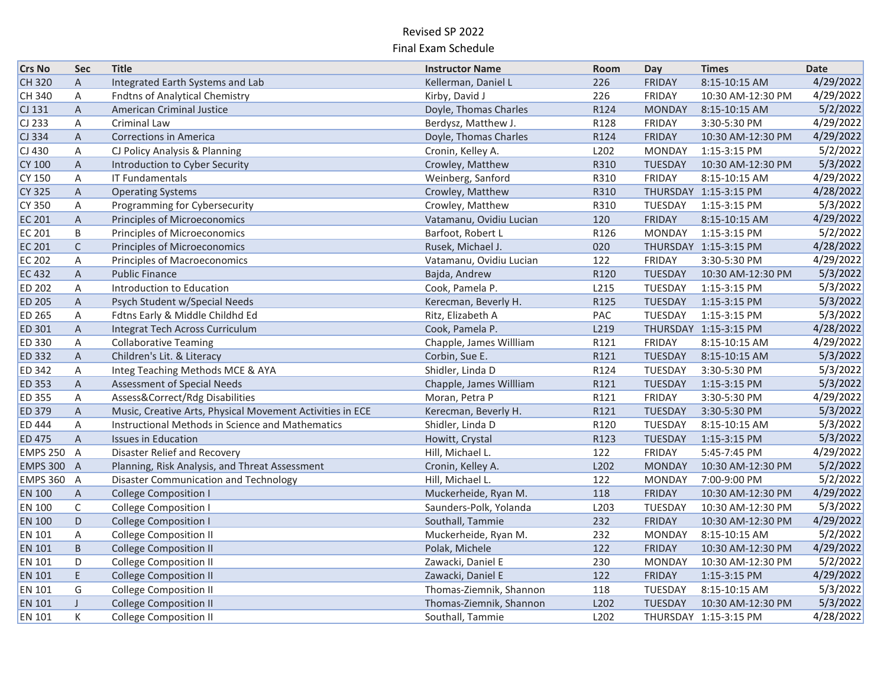Revised SP 2022

Final Exam Schedule

| Crs No | Sec | Title | Instructor Name | Room | Day | Times | Date |
|---|---|---|---|---|---|---|---|
| CH 320 | A | Integrated Earth Systems and Lab | Kellerman, Daniel L | 226 | FRIDAY | 8:15-10:15 AM | 4/29/2022 |
| CH 340 | A | Fndtns of Analytical Chemistry | Kirby, David J | 226 | FRIDAY | 10:30 AM-12:30 PM | 4/29/2022 |
| CJ 131 | A | American Criminal Justice | Doyle, Thomas Charles | R124 | MONDAY | 8:15-10:15 AM | 5/2/2022 |
| CJ 233 | A | Criminal Law | Berdysz, Matthew J. | R128 | FRIDAY | 3:30-5:30 PM | 4/29/2022 |
| CJ 334 | A | Corrections in America | Doyle, Thomas Charles | R124 | FRIDAY | 10:30 AM-12:30 PM | 4/29/2022 |
| CJ 430 | A | CJ Policy Analysis & Planning | Cronin, Kelley A. | L202 | MONDAY | 1:15-3:15 PM | 5/2/2022 |
| CY 100 | A | Introduction to Cyber Security | Crowley, Matthew | R310 | TUESDAY | 10:30 AM-12:30 PM | 5/3/2022 |
| CY 150 | A | IT Fundamentals | Weinberg, Sanford | R310 | FRIDAY | 8:15-10:15 AM | 4/29/2022 |
| CY 325 | A | Operating Systems | Crowley, Matthew | R310 | THURSDAY | 1:15-3:15 PM | 4/28/2022 |
| CY 350 | A | Programming for Cybersecurity | Crowley, Matthew | R310 | TUESDAY | 1:15-3:15 PM | 5/3/2022 |
| EC 201 | A | Principles of Microeconomics | Vatamanu, Ovidiu Lucian | 120 | FRIDAY | 8:15-10:15 AM | 4/29/2022 |
| EC 201 | B | Principles of Microeconomics | Barfoot, Robert L | R126 | MONDAY | 1:15-3:15 PM | 5/2/2022 |
| EC 201 | C | Principles of Microeconomics | Rusek, Michael J. | 020 | THURSDAY | 1:15-3:15 PM | 4/28/2022 |
| EC 202 | A | Principles of Macroeconomics | Vatamanu, Ovidiu Lucian | 122 | FRIDAY | 3:30-5:30 PM | 4/29/2022 |
| EC 432 | A | Public Finance | Bajda, Andrew | R120 | TUESDAY | 10:30 AM-12:30 PM | 5/3/2022 |
| ED 202 | A | Introduction to Education | Cook, Pamela P. | L215 | TUESDAY | 1:15-3:15 PM | 5/3/2022 |
| ED 205 | A | Psych Student w/Special Needs | Kerecman, Beverly H. | R125 | TUESDAY | 1:15-3:15 PM | 5/3/2022 |
| ED 265 | A | Fdtns Early & Middle Childhd Ed | Ritz, Elizabeth A | PAC | TUESDAY | 1:15-3:15 PM | 5/3/2022 |
| ED 301 | A | Integrat Tech Across Curriculum | Cook, Pamela P. | L219 | THURSDAY | 1:15-3:15 PM | 4/28/2022 |
| ED 330 | A | Collaborative Teaming | Chapple, James Willliam | R121 | FRIDAY | 8:15-10:15 AM | 4/29/2022 |
| ED 332 | A | Children's Lit. & Literacy | Corbin, Sue E. | R121 | TUESDAY | 8:15-10:15 AM | 5/3/2022 |
| ED 342 | A | Integ Teaching Methods MCE & AYA | Shidler, Linda D | R124 | TUESDAY | 3:30-5:30 PM | 5/3/2022 |
| ED 353 | A | Assessment of Special Needs | Chapple, James Willliam | R121 | TUESDAY | 1:15-3:15 PM | 5/3/2022 |
| ED 355 | A | Assess&Correct/Rdg Disabilities | Moran, Petra P | R121 | FRIDAY | 3:30-5:30 PM | 4/29/2022 |
| ED 379 | A | Music, Creative Arts, Physical Movement Activities in ECE | Kerecman, Beverly H. | R121 | TUESDAY | 3:30-5:30 PM | 5/3/2022 |
| ED 444 | A | Instructional Methods in Science and Mathematics | Shidler, Linda D | R120 | TUESDAY | 8:15-10:15 AM | 5/3/2022 |
| ED 475 | A | Issues in Education | Howitt, Crystal | R123 | TUESDAY | 1:15-3:15 PM | 5/3/2022 |
| EMPS 250 | A | Disaster Relief and Recovery | Hill, Michael L. | 122 | FRIDAY | 5:45-7:45 PM | 4/29/2022 |
| EMPS 300 | A | Planning, Risk Analysis, and Threat Assessment | Cronin, Kelley A. | L202 | MONDAY | 10:30 AM-12:30 PM | 5/2/2022 |
| EMPS 360 | A | Disaster Communication and Technology | Hill, Michael L. | 122 | MONDAY | 7:00-9:00 PM | 5/2/2022 |
| EN 100 | A | College Composition I | Muckerheide, Ryan M. | 118 | FRIDAY | 10:30 AM-12:30 PM | 4/29/2022 |
| EN 100 | C | College Composition I | Saunders-Polk, Yolanda | L203 | TUESDAY | 10:30 AM-12:30 PM | 5/3/2022 |
| EN 100 | D | College Composition I | Southall, Tammie | 232 | FRIDAY | 10:30 AM-12:30 PM | 4/29/2022 |
| EN 101 | A | College Composition II | Muckerheide, Ryan M. | 232 | MONDAY | 8:15-10:15 AM | 5/2/2022 |
| EN 101 | B | College Composition II | Polak, Michele | 122 | FRIDAY | 10:30 AM-12:30 PM | 4/29/2022 |
| EN 101 | D | College Composition II | Zawacki, Daniel E | 230 | MONDAY | 10:30 AM-12:30 PM | 5/2/2022 |
| EN 101 | E | College Composition II | Zawacki, Daniel E | 122 | FRIDAY | 1:15-3:15 PM | 4/29/2022 |
| EN 101 | G | College Composition II | Thomas-Ziemnik, Shannon | 118 | TUESDAY | 8:15-10:15 AM | 5/3/2022 |
| EN 101 | J | College Composition II | Thomas-Ziemnik, Shannon | L202 | TUESDAY | 10:30 AM-12:30 PM | 5/3/2022 |
| EN 101 | K | College Composition II | Southall, Tammie | L202 | THURSDAY | 1:15-3:15 PM | 4/28/2022 |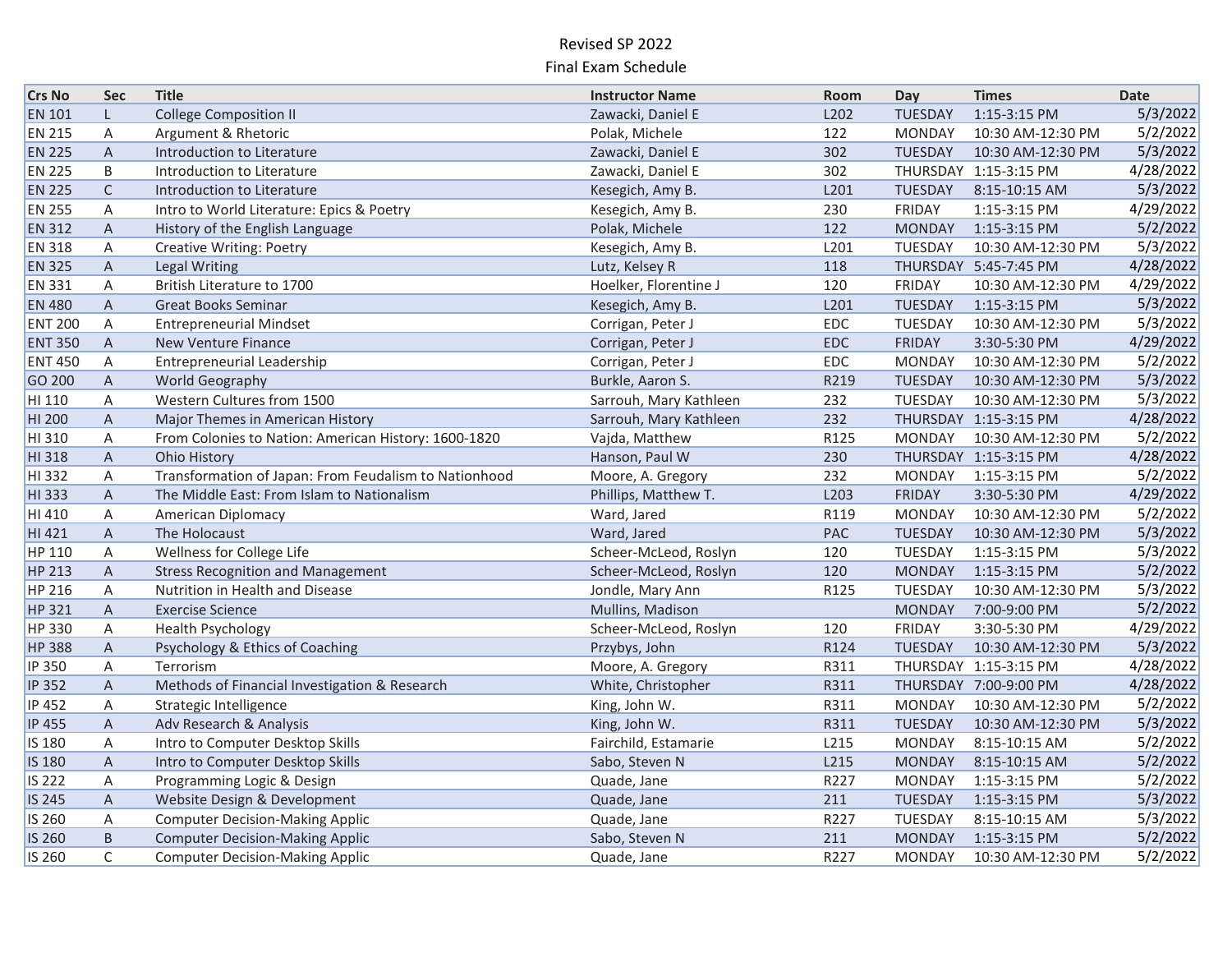Revised SP 2022

Final Exam Schedule

| Crs No | Sec | Title | Instructor Name | Room | Day | Times | Date |
|---|---|---|---|---|---|---|---|
| EN 101 | L | College Composition II | Zawacki, Daniel E | L202 | TUESDAY | 1:15-3:15 PM | 5/3/2022 |
| EN 215 | A | Argument & Rhetoric | Polak, Michele | 122 | MONDAY | 10:30 AM-12:30 PM | 5/2/2022 |
| EN 225 | A | Introduction to Literature | Zawacki, Daniel E | 302 | TUESDAY | 10:30 AM-12:30 PM | 5/3/2022 |
| EN 225 | B | Introduction to Literature | Zawacki, Daniel E | 302 | THURSDAY | 1:15-3:15 PM | 4/28/2022 |
| EN 225 | C | Introduction to Literature | Kesegich, Amy B. | L201 | TUESDAY | 8:15-10:15 AM | 5/3/2022 |
| EN 255 | A | Intro to World Literature: Epics & Poetry | Kesegich, Amy B. | 230 | FRIDAY | 1:15-3:15 PM | 4/29/2022 |
| EN 312 | A | History of the English Language | Polak, Michele | 122 | MONDAY | 1:15-3:15 PM | 5/2/2022 |
| EN 318 | A | Creative Writing: Poetry | Kesegich, Amy B. | L201 | TUESDAY | 10:30 AM-12:30 PM | 5/3/2022 |
| EN 325 | A | Legal Writing | Lutz, Kelsey R | 118 | THURSDAY | 5:45-7:45 PM | 4/28/2022 |
| EN 331 | A | British Literature to 1700 | Hoelker, Florentine J | 120 | FRIDAY | 10:30 AM-12:30 PM | 4/29/2022 |
| EN 480 | A | Great Books Seminar | Kesegich, Amy B. | L201 | TUESDAY | 1:15-3:15 PM | 5/3/2022 |
| ENT 200 | A | Entrepreneurial Mindset | Corrigan, Peter J | EDC | TUESDAY | 10:30 AM-12:30 PM | 5/3/2022 |
| ENT 350 | A | New Venture Finance | Corrigan, Peter J | EDC | FRIDAY | 3:30-5:30 PM | 4/29/2022 |
| ENT 450 | A | Entrepreneurial Leadership | Corrigan, Peter J | EDC | MONDAY | 10:30 AM-12:30 PM | 5/2/2022 |
| GO 200 | A | World Geography | Burkle, Aaron S. | R219 | TUESDAY | 10:30 AM-12:30 PM | 5/3/2022 |
| HI 110 | A | Western Cultures from 1500 | Sarrouh, Mary Kathleen | 232 | TUESDAY | 10:30 AM-12:30 PM | 5/3/2022 |
| HI 200 | A | Major Themes in American History | Sarrouh, Mary Kathleen | 232 | THURSDAY | 1:15-3:15 PM | 4/28/2022 |
| HI 310 | A | From Colonies to Nation: American History: 1600-1820 | Vajda, Matthew | R125 | MONDAY | 10:30 AM-12:30 PM | 5/2/2022 |
| HI 318 | A | Ohio History | Hanson, Paul W | 230 | THURSDAY | 1:15-3:15 PM | 4/28/2022 |
| HI 332 | A | Transformation of Japan: From Feudalism to Nationhood | Moore, A. Gregory | 232 | MONDAY | 1:15-3:15 PM | 5/2/2022 |
| HI 333 | A | The Middle East: From Islam to Nationalism | Phillips, Matthew T. | L203 | FRIDAY | 3:30-5:30 PM | 4/29/2022 |
| HI 410 | A | American Diplomacy | Ward, Jared | R119 | MONDAY | 10:30 AM-12:30 PM | 5/2/2022 |
| HI 421 | A | The Holocaust | Ward, Jared | PAC | TUESDAY | 10:30 AM-12:30 PM | 5/3/2022 |
| HP 110 | A | Wellness for College Life | Scheer-McLeod, Roslyn | 120 | TUESDAY | 1:15-3:15 PM | 5/3/2022 |
| HP 213 | A | Stress Recognition and Management | Scheer-McLeod, Roslyn | 120 | MONDAY | 1:15-3:15 PM | 5/2/2022 |
| HP 216 | A | Nutrition in Health and Disease | Jondle, Mary Ann | R125 | TUESDAY | 10:30 AM-12:30 PM | 5/3/2022 |
| HP 321 | A | Exercise Science | Mullins, Madison | | MONDAY | 7:00-9:00 PM | 5/2/2022 |
| HP 330 | A | Health Psychology | Scheer-McLeod, Roslyn | 120 | FRIDAY | 3:30-5:30 PM | 4/29/2022 |
| HP 388 | A | Psychology & Ethics of Coaching | Przybys, John | R124 | TUESDAY | 10:30 AM-12:30 PM | 5/3/2022 |
| IP 350 | A | Terrorism | Moore, A. Gregory | R311 | THURSDAY | 1:15-3:15 PM | 4/28/2022 |
| IP 352 | A | Methods of Financial Investigation & Research | White, Christopher | R311 | THURSDAY | 7:00-9:00 PM | 4/28/2022 |
| IP 452 | A | Strategic Intelligence | King, John W. | R311 | MONDAY | 10:30 AM-12:30 PM | 5/2/2022 |
| IP 455 | A | Adv Research & Analysis | King, John W. | R311 | TUESDAY | 10:30 AM-12:30 PM | 5/3/2022 |
| IS 180 | A | Intro to Computer Desktop Skills | Fairchild, Estamarie | L215 | MONDAY | 8:15-10:15 AM | 5/2/2022 |
| IS 180 | A | Intro to Computer Desktop Skills | Sabo, Steven N | L215 | MONDAY | 8:15-10:15 AM | 5/2/2022 |
| IS 222 | A | Programming Logic & Design | Quade, Jane | R227 | MONDAY | 1:15-3:15 PM | 5/2/2022 |
| IS 245 | A | Website Design & Development | Quade, Jane | 211 | TUESDAY | 1:15-3:15 PM | 5/3/2022 |
| IS 260 | A | Computer Decision-Making Applic | Quade, Jane | R227 | TUESDAY | 8:15-10:15 AM | 5/3/2022 |
| IS 260 | B | Computer Decision-Making Applic | Sabo, Steven N | 211 | MONDAY | 1:15-3:15 PM | 5/2/2022 |
| IS 260 | C | Computer Decision-Making Applic | Quade, Jane | R227 | MONDAY | 10:30 AM-12:30 PM | 5/2/2022 |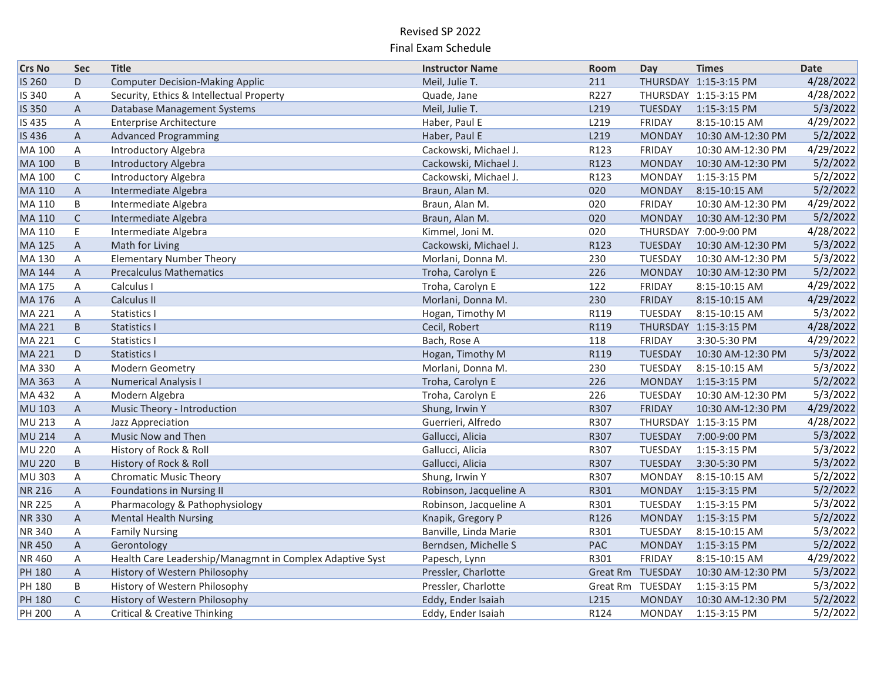Revised SP 2022

Final Exam Schedule

| Crs No | Sec | Title | Instructor Name | Room | Day | Times | Date |
|---|---|---|---|---|---|---|---|
| IS 260 | D | Computer Decision-Making Applic | Meil, Julie T. | 211 | THURSDAY | 1:15-3:15 PM | 4/28/2022 |
| IS 340 | A | Security, Ethics & Intellectual Property | Quade, Jane | R227 | THURSDAY | 1:15-3:15 PM | 4/28/2022 |
| IS 350 | A | Database Management Systems | Meil, Julie T. | L219 | TUESDAY | 1:15-3:15 PM | 5/3/2022 |
| IS 435 | A | Enterprise Architecture | Haber, Paul E | L219 | FRIDAY | 8:15-10:15 AM | 4/29/2022 |
| IS 436 | A | Advanced Programming | Haber, Paul E | L219 | MONDAY | 10:30 AM-12:30 PM | 5/2/2022 |
| MA 100 | A | Introductory Algebra | Cackowski, Michael J. | R123 | FRIDAY | 10:30 AM-12:30 PM | 4/29/2022 |
| MA 100 | B | Introductory Algebra | Cackowski, Michael J. | R123 | MONDAY | 10:30 AM-12:30 PM | 5/2/2022 |
| MA 100 | C | Introductory Algebra | Cackowski, Michael J. | R123 | MONDAY | 1:15-3:15 PM | 5/2/2022 |
| MA 110 | A | Intermediate Algebra | Braun, Alan M. | 020 | MONDAY | 8:15-10:15 AM | 5/2/2022 |
| MA 110 | B | Intermediate Algebra | Braun, Alan M. | 020 | FRIDAY | 10:30 AM-12:30 PM | 4/29/2022 |
| MA 110 | C | Intermediate Algebra | Braun, Alan M. | 020 | MONDAY | 10:30 AM-12:30 PM | 5/2/2022 |
| MA 110 | E | Intermediate Algebra | Kimmel, Joni M. | 020 | THURSDAY | 7:00-9:00 PM | 4/28/2022 |
| MA 125 | A | Math for Living | Cackowski, Michael J. | R123 | TUESDAY | 10:30 AM-12:30 PM | 5/3/2022 |
| MA 130 | A | Elementary Number Theory | Morlani, Donna M. | 230 | TUESDAY | 10:30 AM-12:30 PM | 5/3/2022 |
| MA 144 | A | Precalculus Mathematics | Troha, Carolyn E | 226 | MONDAY | 10:30 AM-12:30 PM | 5/2/2022 |
| MA 175 | A | Calculus I | Troha, Carolyn E | 122 | FRIDAY | 8:15-10:15 AM | 4/29/2022 |
| MA 176 | A | Calculus II | Morlani, Donna M. | 230 | FRIDAY | 8:15-10:15 AM | 4/29/2022 |
| MA 221 | A | Statistics I | Hogan, Timothy M | R119 | TUESDAY | 8:15-10:15 AM | 5/3/2022 |
| MA 221 | B | Statistics I | Cecil, Robert | R119 | THURSDAY | 1:15-3:15 PM | 4/28/2022 |
| MA 221 | C | Statistics I | Bach, Rose A | 118 | FRIDAY | 3:30-5:30 PM | 4/29/2022 |
| MA 221 | D | Statistics I | Hogan, Timothy M | R119 | TUESDAY | 10:30 AM-12:30 PM | 5/3/2022 |
| MA 330 | A | Modern Geometry | Morlani, Donna M. | 230 | TUESDAY | 8:15-10:15 AM | 5/3/2022 |
| MA 363 | A | Numerical Analysis I | Troha, Carolyn E | 226 | MONDAY | 1:15-3:15 PM | 5/2/2022 |
| MA 432 | A | Modern Algebra | Troha, Carolyn E | 226 | TUESDAY | 10:30 AM-12:30 PM | 5/3/2022 |
| MU 103 | A | Music Theory - Introduction | Shung, Irwin Y | R307 | FRIDAY | 10:30 AM-12:30 PM | 4/29/2022 |
| MU 213 | A | Jazz Appreciation | Guerrieri, Alfredo | R307 | THURSDAY | 1:15-3:15 PM | 4/28/2022 |
| MU 214 | A | Music Now and Then | Gallucci, Alicia | R307 | TUESDAY | 7:00-9:00 PM | 5/3/2022 |
| MU 220 | A | History of Rock & Roll | Gallucci, Alicia | R307 | TUESDAY | 1:15-3:15 PM | 5/3/2022 |
| MU 220 | B | History of Rock & Roll | Gallucci, Alicia | R307 | TUESDAY | 3:30-5:30 PM | 5/3/2022 |
| MU 303 | A | Chromatic Music Theory | Shung, Irwin Y | R307 | MONDAY | 8:15-10:15 AM | 5/2/2022 |
| NR 216 | A | Foundations in Nursing II | Robinson, Jacqueline A | R301 | MONDAY | 1:15-3:15 PM | 5/2/2022 |
| NR 225 | A | Pharmacology & Pathophysiology | Robinson, Jacqueline A | R301 | TUESDAY | 1:15-3:15 PM | 5/3/2022 |
| NR 330 | A | Mental Health Nursing | Knapik, Gregory P | R126 | MONDAY | 1:15-3:15 PM | 5/2/2022 |
| NR 340 | A | Family Nursing | Banville, Linda Marie | R301 | TUESDAY | 8:15-10:15 AM | 5/3/2022 |
| NR 450 | A | Gerontology | Berndsen, Michelle S | PAC | MONDAY | 1:15-3:15 PM | 5/2/2022 |
| NR 460 | A | Health Care Leadership/Managmnt in Complex Adaptive Syst | Papesch, Lynn | R301 | FRIDAY | 8:15-10:15 AM | 4/29/2022 |
| PH 180 | A | History of Western Philosophy | Pressler, Charlotte | Great Rm | TUESDAY | 10:30 AM-12:30 PM | 5/3/2022 |
| PH 180 | B | History of Western Philosophy | Pressler, Charlotte | Great Rm | TUESDAY | 1:15-3:15 PM | 5/3/2022 |
| PH 180 | C | History of Western Philosophy | Eddy, Ender Isaiah | L215 | MONDAY | 10:30 AM-12:30 PM | 5/2/2022 |
| PH 200 | A | Critical & Creative Thinking | Eddy, Ender Isaiah | R124 | MONDAY | 1:15-3:15 PM | 5/2/2022 |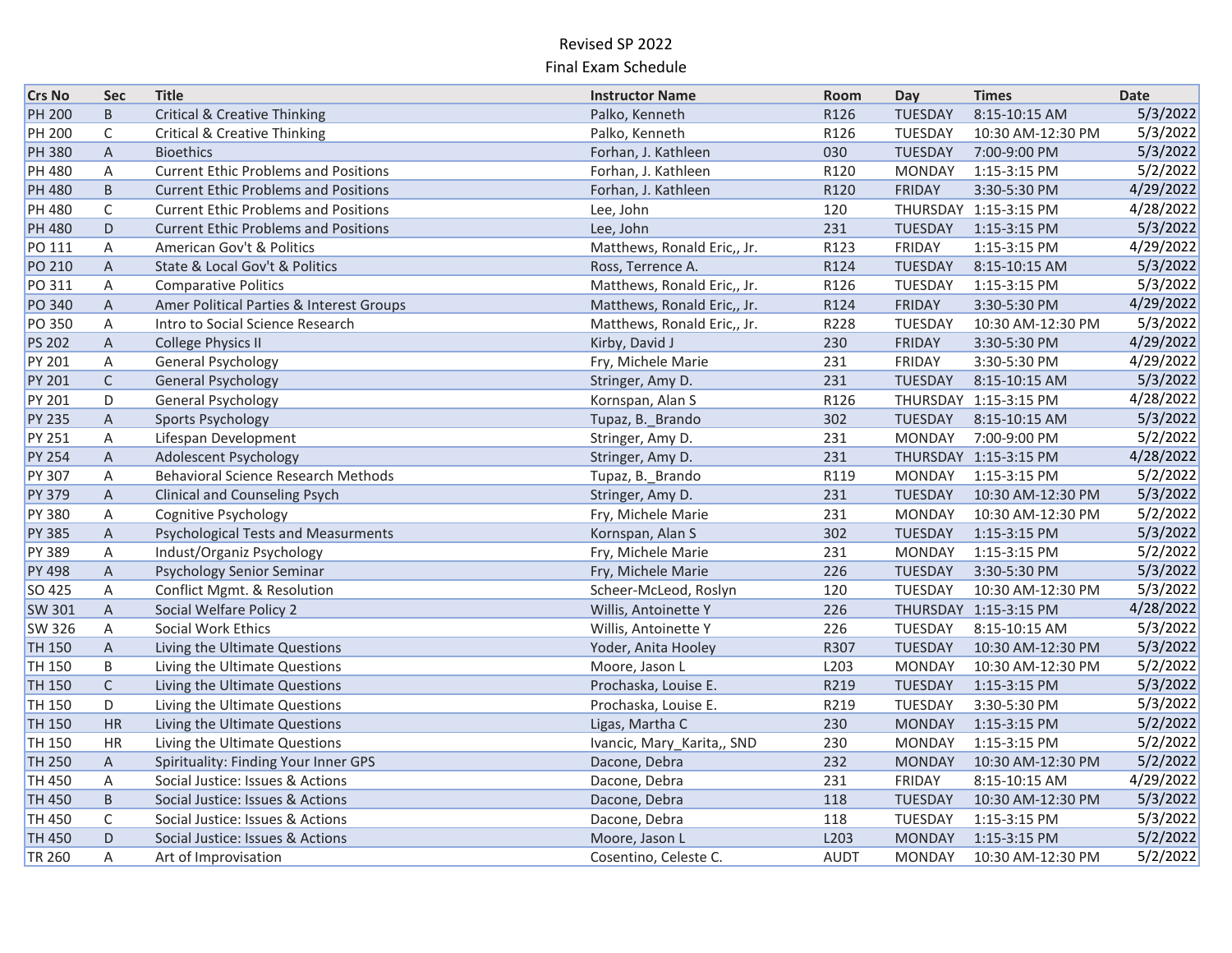Revised SP 2022

Final Exam Schedule

| Crs No | Sec | Title | Instructor Name | Room | Day | Times | Date |
|---|---|---|---|---|---|---|---|
| PH 200 | B | Critical & Creative Thinking | Palko, Kenneth | R126 | TUESDAY | 8:15-10:15 AM | 5/3/2022 |
| PH 200 | C | Critical & Creative Thinking | Palko, Kenneth | R126 | TUESDAY | 10:30 AM-12:30 PM | 5/3/2022 |
| PH 380 | A | Bioethics | Forhan, J. Kathleen | 030 | TUESDAY | 7:00-9:00 PM | 5/3/2022 |
| PH 480 | A | Current Ethic Problems and Positions | Forhan, J. Kathleen | R120 | MONDAY | 1:15-3:15 PM | 5/2/2022 |
| PH 480 | B | Current Ethic Problems and Positions | Forhan, J. Kathleen | R120 | FRIDAY | 3:30-5:30 PM | 4/29/2022 |
| PH 480 | C | Current Ethic Problems and Positions | Lee, John | 120 | THURSDAY | 1:15-3:15 PM | 4/28/2022 |
| PH 480 | D | Current Ethic Problems and Positions | Lee, John | 231 | TUESDAY | 1:15-3:15 PM | 5/3/2022 |
| PO 111 | A | American Gov't & Politics | Matthews, Ronald Eric,, Jr. | R123 | FRIDAY | 1:15-3:15 PM | 4/29/2022 |
| PO 210 | A | State & Local Gov't & Politics | Ross, Terrence A. | R124 | TUESDAY | 8:15-10:15 AM | 5/3/2022 |
| PO 311 | A | Comparative Politics | Matthews, Ronald Eric,, Jr. | R126 | TUESDAY | 1:15-3:15 PM | 5/3/2022 |
| PO 340 | A | Amer Political Parties & Interest Groups | Matthews, Ronald Eric,, Jr. | R124 | FRIDAY | 3:30-5:30 PM | 4/29/2022 |
| PO 350 | A | Intro to Social Science Research | Matthews, Ronald Eric,, Jr. | R228 | TUESDAY | 10:30 AM-12:30 PM | 5/3/2022 |
| PS 202 | A | College Physics II | Kirby, David J | 230 | FRIDAY | 3:30-5:30 PM | 4/29/2022 |
| PY 201 | A | General Psychology | Fry, Michele Marie | 231 | FRIDAY | 3:30-5:30 PM | 4/29/2022 |
| PY 201 | C | General Psychology | Stringer, Amy D. | 231 | TUESDAY | 8:15-10:15 AM | 5/3/2022 |
| PY 201 | D | General Psychology | Kornspan, Alan S | R126 | THURSDAY | 1:15-3:15 PM | 4/28/2022 |
| PY 235 | A | Sports Psychology | Tupaz, B._Brando | 302 | TUESDAY | 8:15-10:15 AM | 5/3/2022 |
| PY 251 | A | Lifespan Development | Stringer, Amy D. | 231 | MONDAY | 7:00-9:00 PM | 5/2/2022 |
| PY 254 | A | Adolescent Psychology | Stringer, Amy D. | 231 | THURSDAY | 1:15-3:15 PM | 4/28/2022 |
| PY 307 | A | Behavioral Science Research Methods | Tupaz, B._Brando | R119 | MONDAY | 1:15-3:15 PM | 5/2/2022 |
| PY 379 | A | Clinical and Counseling Psych | Stringer, Amy D. | 231 | TUESDAY | 10:30 AM-12:30 PM | 5/3/2022 |
| PY 380 | A | Cognitive Psychology | Fry, Michele Marie | 231 | MONDAY | 10:30 AM-12:30 PM | 5/2/2022 |
| PY 385 | A | Psychological Tests and Measurments | Kornspan, Alan S | 302 | TUESDAY | 1:15-3:15 PM | 5/3/2022 |
| PY 389 | A | Indust/Organiz Psychology | Fry, Michele Marie | 231 | MONDAY | 1:15-3:15 PM | 5/2/2022 |
| PY 498 | A | Psychology Senior Seminar | Fry, Michele Marie | 226 | TUESDAY | 3:30-5:30 PM | 5/3/2022 |
| SO 425 | A | Conflict Mgmt. & Resolution | Scheer-McLeod, Roslyn | 120 | TUESDAY | 10:30 AM-12:30 PM | 5/3/2022 |
| SW 301 | A | Social Welfare Policy 2 | Willis, Antoinette Y | 226 | THURSDAY | 1:15-3:15 PM | 4/28/2022 |
| SW 326 | A | Social Work Ethics | Willis, Antoinette Y | 226 | TUESDAY | 8:15-10:15 AM | 5/3/2022 |
| TH 150 | A | Living the Ultimate Questions | Yoder, Anita Hooley | R307 | TUESDAY | 10:30 AM-12:30 PM | 5/3/2022 |
| TH 150 | B | Living the Ultimate Questions | Moore, Jason L | L203 | MONDAY | 10:30 AM-12:30 PM | 5/2/2022 |
| TH 150 | C | Living the Ultimate Questions | Prochaska, Louise E. | R219 | TUESDAY | 1:15-3:15 PM | 5/3/2022 |
| TH 150 | D | Living the Ultimate Questions | Prochaska, Louise E. | R219 | TUESDAY | 3:30-5:30 PM | 5/3/2022 |
| TH 150 | HR | Living the Ultimate Questions | Ligas, Martha C | 230 | MONDAY | 1:15-3:15 PM | 5/2/2022 |
| TH 150 | HR | Living the Ultimate Questions | Ivancic, Mary_Karita,, SND | 230 | MONDAY | 1:15-3:15 PM | 5/2/2022 |
| TH 250 | A | Spirituality: Finding Your Inner GPS | Dacone, Debra | 232 | MONDAY | 10:30 AM-12:30 PM | 5/2/2022 |
| TH 450 | A | Social Justice: Issues & Actions | Dacone, Debra | 231 | FRIDAY | 8:15-10:15 AM | 4/29/2022 |
| TH 450 | B | Social Justice: Issues & Actions | Dacone, Debra | 118 | TUESDAY | 10:30 AM-12:30 PM | 5/3/2022 |
| TH 450 | C | Social Justice: Issues & Actions | Dacone, Debra | 118 | TUESDAY | 1:15-3:15 PM | 5/3/2022 |
| TH 450 | D | Social Justice: Issues & Actions | Moore, Jason L | L203 | MONDAY | 1:15-3:15 PM | 5/2/2022 |
| TR 260 | A | Art of Improvisation | Cosentino, Celeste C. | AUDT | MONDAY | 10:30 AM-12:30 PM | 5/2/2022 |